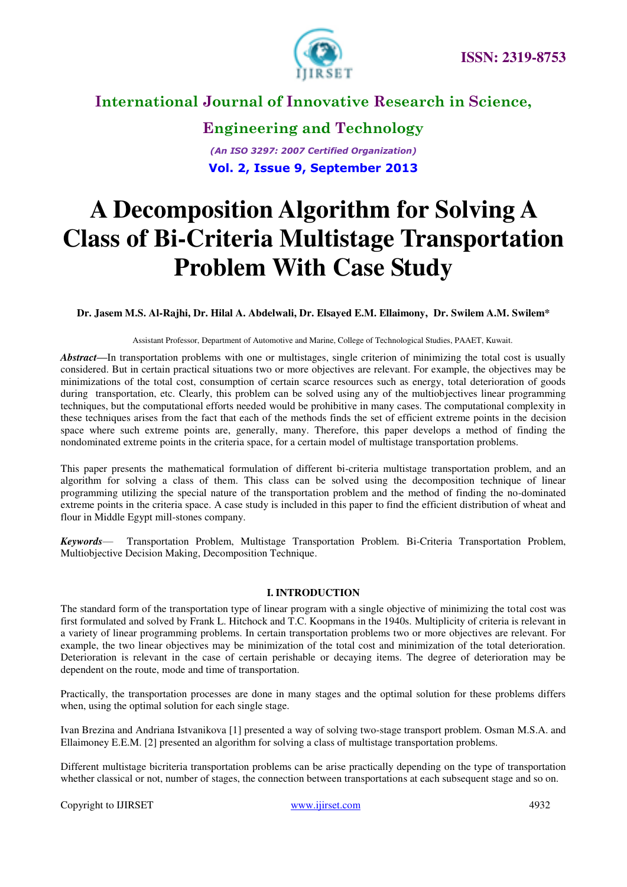# A Decomposition Algorithm for Solving A Class of Bi-Criteria Multistage Transportation Problem With Case Study

**Dr. Jasem M.S. Al-Rajhi, Dr. Hilal A. Abdelwali, Dr. Elsayed E.M. Ellaimony, Dr. Swilem A.M. Swilem***

Assistant Professor, Department of Automotive and Marine, College of Technological Studies, PAAET, Kuwait.

***Abstract*—**In transportation problems with one or multistages, single criterion of minimizing the total cost is usually considered. But in certain practical situations two or more objectives are relevant. For example, the objectives may be minimizations of the total cost, consumption of certain scarce resources such as energy, total deterioration of goods during transportation, etc. Clearly, this problem can be solved using any of the multiobjectives linear programming techniques, but the computational efforts needed would be prohibitive in many cases. The computational complexity in these techniques arises from the fact that each of the methods finds the set of efficient extreme points in the decision space where such extreme points are, generally, many. Therefore, this paper develops a method of finding the nondominated extreme points in the criteria space, for a certain model of multistage transportation problems.

This paper presents the mathematical formulation of different bi-criteria multistage transportation problem, and an algorithm for solving a class of them. This class can be solved using the decomposition technique of linear programming utilizing the special nature of the transportation problem and the method of finding the no-dominated extreme points in the criteria space. A case study is included in this paper to find the efficient distribution of wheat and flour in Middle Egypt mill-stones company.

***Keywords*—** Transportation Problem, Multistage Transportation Problem. Bi-Criteria Transportation Problem, Multiobjective Decision Making, Decomposition Technique.

## I. INTRODUCTION

The standard form of the transportation type of linear program with a single objective of minimizing the total cost was first formulated and solved by Frank L. Hitchock and T.C. Koopmans in the 1940s. Multiplicity of criteria is relevant in a variety of linear programming problems. In certain transportation problems two or more objectives are relevant. For example, the two linear objectives may be minimization of the total cost and minimization of the total deterioration. Deterioration is relevant in the case of certain perishable or decaying items. The degree of deterioration may be dependent on the route, mode and time of transportation.

Practically, the transportation processes are done in many stages and the optimal solution for these problems differs when, using the optimal solution for each single stage.

Ivan Brezina and Andriana Istvanikova [1] presented a way of solving two-stage transport problem. Osman M.S.A. and Ellaimoney E.E.M. [2] presented an algorithm for solving a class of multistage transportation problems.

Different multistage bicriteria transportation problems can be arise practically depending on the type of transportation whether classical or not, number of stages, the connection between transportations at each subsequent stage and so on.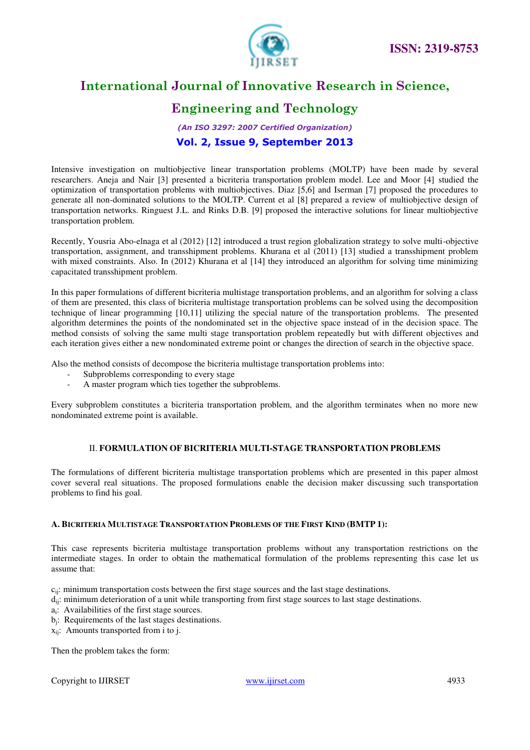Intensive investigation on multiobjective linear transportation problems (MOLTP) have been made by several researchers. Aneja and Nair [3] presented a bicriteria transportation problem model. Lee and Moor [4] studied the optimization of transportation problems with multiobjectives. Diaz [5,6] and Iserman [7] proposed the procedures to generate all non-dominated solutions to the MOLTP. Current et al [8] prepared a review of multiobjective design of transportation networks. Ringuest J.L. and Rinks D.B. [9] proposed the interactive solutions for linear multiobjective transportation problem.

Recently, Yousria Abo-elnaga et al (2012) [12] introduced a trust region globalization strategy to solve multi-objective transportation, assignment, and transshipment problems. Khurana et al (2011) [13] studied a transshipment problem with mixed constraints. Also. In (2012) Khurana et al [14] they introduced an algorithm for solving time minimizing capacitated transshipment problem.

In this paper formulations of different bicriteria multistage transportation problems, and an algorithm for solving a class of them are presented, this class of bicriteria multistage transportation problems can be solved using the decomposition technique of linear programming [10,11] utilizing the special nature of the transportation problems. The presented algorithm determines the points of the nondominated set in the objective space instead of in the decision space. The method consists of solving the same multi stage transportation problem repeatedly but with different objectives and each iteration gives either a new nondominated extreme point or changes the direction of search in the objective space.

Also the method consists of decompose the bicriteria multistage transportation problems into:

- Subproblems corresponding to every stage
- A master program which ties together the subproblems.

Every subproblem constitutes a bicriteria transportation problem, and the algorithm terminates when no more new nondominated extreme point is available.

## II. FORMULATION OF BICRITERIA MULTI-STAGE TRANSPORTATION PROBLEMS

The formulations of different bicriteria multistage transportation problems which are presented in this paper almost cover several real situations. The proposed formulations enable the decision maker discussing such transportation problems to find his goal.

### A. Bicriteria Multistage Transportation Problems of the First Kind (BMTP 1):

This case represents bicriteria multistage transportation problems without any transportation restrictions on the intermediate stages. In order to obtain the mathematical formulation of the problems representing this case let us assume that:

$c_{ij}$: minimum transportation costs between the first stage sources and the last stage destinations.
$d_{ij}$: minimum deterioration of a unit while transporting from first stage sources to last stage destinations.
$a_i$: Availabilities of the first stage sources.
$b_j$: Requirements of the last stages destinations.
$x_{ij}$: Amounts transported from i to j.

Then the problem takes the form: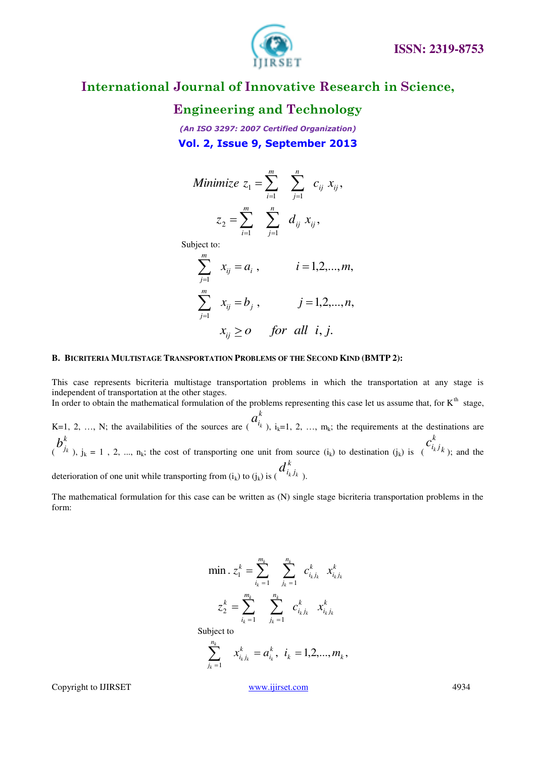$$Minimize\ z_1 = \sum_{i=1}^{m} \sum_{j=1}^{n} c_{ij}\ x_{ij},$$

$$z_2 = \sum_{i=1}^{m} \sum_{j=1}^{n} d_{ij}\ x_{ij},$$

Subject to:

$$\sum_{j=1}^{m} x_{ij} = a_i\ , \qquad i = 1,2,...,m,$$

$$\sum_{j=1}^{m} x_{ij} = b_j\ , \qquad j = 1,2,...,n,$$

$$x_{ij} \geq o \quad for\ \ all\ \ i, j.$$

#### B. Bicriteria Multistage Transportation Problems of the Second Kind (BMTP 2):

This case represents bicriteria multistage transportation problems in which the transportation at any stage is independent of transportation at the other stages.
In order to obtain the mathematical formulation of the problems representing this case let us assume that, for $K^{th}$ stage, K=1, 2, …, N; the availabilities of the sources are ( $a_{i_k}^k$ ), $i_k$=1, 2, …, $m_k$; the requirements at the destinations are ( $b_{j_k}^k$ ), $j_k$ = 1 , 2, ..., $n_k$; the cost of transporting one unit from source ($i_k$) to destination ($j_k$) is ( $c_{i_k j_k}^k$ ); and the deterioration of one unit while transporting from ($i_k$) to ($j_k$) is ( $d_{i_k j_k}^k$ ).

The mathematical formulation for this case can be written as (N) single stage bicriteria transportation problems in the form:

$$\min.\ z_1^k = \sum_{i_k=1}^{m_k} \sum_{j_k=1}^{n_k} c_{i_k j_k}^k\ \ x_{i_k j_k}^k$$

$$z_2^k = \sum_{i_k=1}^{m_k} \sum_{j_k=1}^{n_k} c_{i_k j_k}^k\ \ x_{i_k j_k}^k$$

Subject to

$$\sum_{j_k=1}^{n_k} x_{i_k j_k}^k = a_{i_k}^k,\ \ i_k = 1,2,...,m_k,$$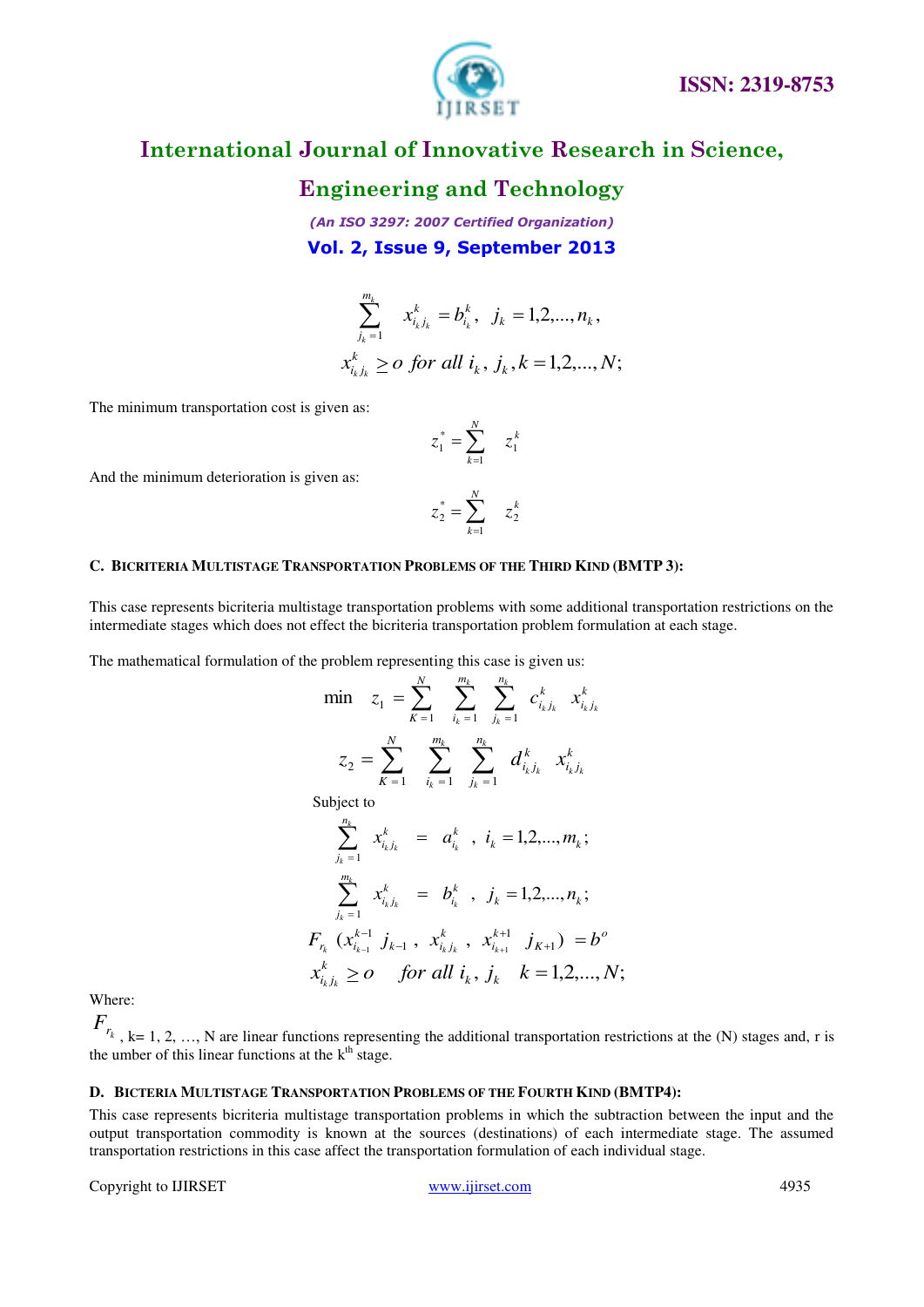$$\sum_{j_k=1}^{m_k} x_{i_k j_k}^k = b_{i_k}^k, \quad j_k = 1,2,\ldots,n_k,$$

$$x_{i_k j_k}^k \geq o \;\; for\ all\ i_k, j_k, k = 1,2,\ldots,N;$$

The minimum transportation cost is given as:

$$z_1^* = \sum_{k=1}^{N} z_1^k$$

And the minimum deterioration is given as:

$$z_2^* = \sum_{k=1}^{N} z_2^k$$

#### C. Bicriteria Multistage Transportation Problems of the Third Kind (BMTP 3):

This case represents bicriteria multistage transportation problems with some additional transportation restrictions on the intermediate stages which does not effect the bicriteria transportation problem formulation at each stage.

The mathematical formulation of the problem representing this case is given us:

$$\min \quad z_1 = \sum_{K=1}^{N} \sum_{i_k=1}^{m_k} \sum_{j_k=1}^{n_k} c_{i_k j_k}^k \; x_{i_k j_k}^k$$

$$z_2 = \sum_{K=1}^{N} \sum_{i_k=1}^{m_k} \sum_{j_k=1}^{n_k} d_{i_k j_k}^k \; x_{i_k j_k}^k$$

Subject to

$$\sum_{j_k=1}^{n_k} x_{i_k j_k}^k = a_{i_k}^k \;, \; i_k = 1,2,\ldots,m_k;$$

$$\sum_{j_k=1}^{m_k} x_{i_k j_k}^k = b_{i_k}^k \;, \; j_k = 1,2,\ldots,n_k;$$

$$F_{r_k}\,(x_{i_{k-1}}^{k-1}\, j_{k-1}\,,\; x_{i_k j_k}^k\,,\; x_{i_{k+1}}^{k+1}\, j_{K+1}) = b^o$$

$$x_{i_k j_k}^k \geq o \quad for\ all\ i_k, j_k \quad k = 1,2,\ldots,N;$$

Where:

$F_{r_k}$, k= 1, 2, …, N are linear functions representing the additional transportation restrictions at the (N) stages and, r is the umber of this linear functions at the k[th] stage.

#### D. Bicteria Multistage Transportation Problems of the Fourth Kind (BMTP4):

This case represents bicriteria multistage transportation problems in which the subtraction between the input and the output transportation commodity is known at the sources (destinations) of each intermediate stage. The assumed transportation restrictions in this case affect the transportation formulation of each individual stage.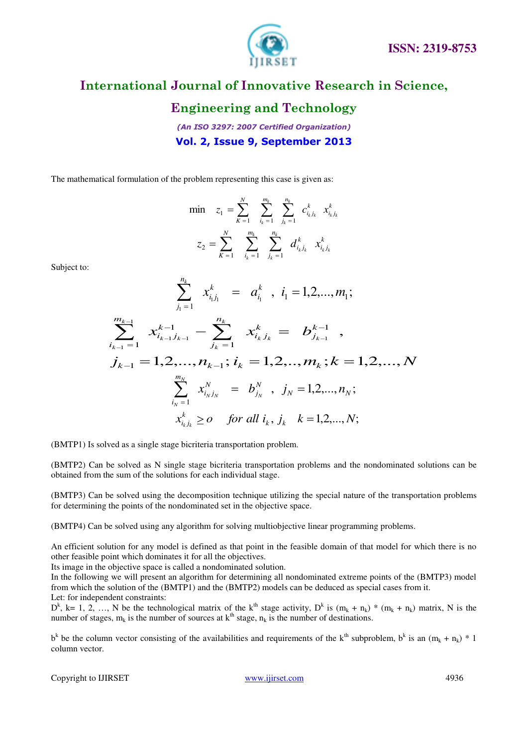The mathematical formulation of the problem representing this case is given as:

$$\min \quad z_1 = \sum_{K=1}^{N} \sum_{i_k=1}^{m_k} \sum_{j_k=1}^{n_k} c_{i_k j_k}^{k} \; x_{i_k j_k}^{k}$$

$$z_2 = \sum_{K=1}^{N} \sum_{i_k=1}^{m_k} \sum_{j_k=1}^{n_k} d_{i_k j_k}^{k} \; x_{i_k j_k}^{k}$$

Subject to:

$$\sum_{j_1=1}^{n_k} x_{i_1 j_1}^{k} = a_{i_1}^{k} \;, \; i_1 = 1,2,...,m_1;$$

$$\sum_{i_{k-1}=1}^{m_{k-1}} x_{i_{k-1} j_{k-1}}^{k-1} - \sum_{j_k=1}^{n_k} x_{i_k j_k}^{k} = b_{j_{k-1}}^{k-1} \;,$$

$$j_{k-1} = 1,2,\ldots,n_{k-1}; \; i_k = 1,2,..,m_k; \; k = 1,2,\ldots,N$$

$$\sum_{i_N=1}^{m_N} x_{i_N j_N}^{N} = b_{j_N}^{N} \;, \; j_N = 1,2,...,n_N;$$

$$x_{i_k j_k}^{k} \geq o \quad \text{for all } i_k, \, j_k \quad k = 1,2,...,N;$$

(BMTP1) Is solved as a single stage bicriteria transportation problem.

(BMTP2) Can be solved as N single stage bicriteria transportation problems and the nondominated solutions can be obtained from the sum of the solutions for each individual stage.

(BMTP3) Can be solved using the decomposition technique utilizing the special nature of the transportation problems for determining the points of the nondominated set in the objective space.

(BMTP4) Can be solved using any algorithm for solving multiobjective linear programming problems.

An efficient solution for any model is defined as that point in the feasible domain of that model for which there is no other feasible point which dominates it for all the objectives.
Its image in the objective space is called a nondominated solution.
In the following we will present an algorithm for determining all nondominated extreme points of the (BMTP3) model from which the solution of the (BMTP1) and the (BMTP2) models can be deduced as special cases from it.
Let: for independent constraints:
$D^k$, k= 1, 2, …, N be the technological matrix of the $k^{th}$ stage activity, $D^k$ is $(m_k + n_k) * (m_k + n_k)$ matrix, N is the number of stages, $m_k$ is the number of sources at $k^{th}$ stage, $n_k$ is the number of destinations.

$b^k$ be the column vector consisting of the availabilities and requirements of the $k^{th}$ subproblem, $b^k$ is an $(m_k + n_k) * 1$ column vector.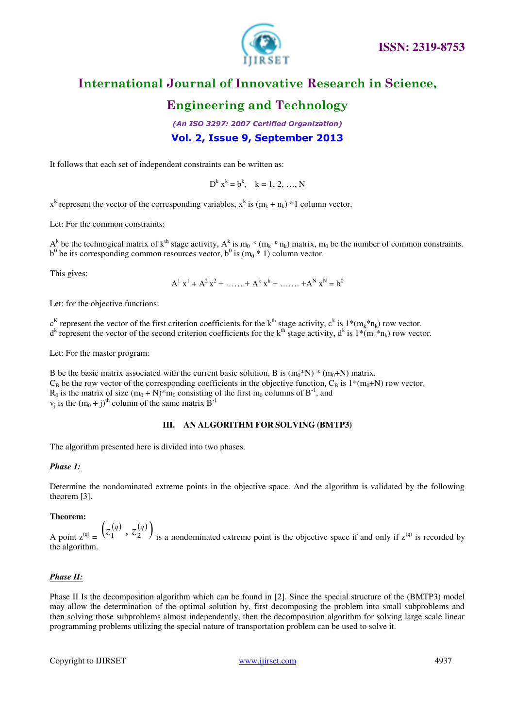It follows that each set of independent constraints can be written as:

$$D^k x^k = b^k, \quad k = 1, 2, \ldots, N$$

$x^k$ represent the vector of the corresponding variables, $x^k$ is $(m_k + n_k) * 1$ column vector.

Let: For the common constraints:

$A^k$ be the technogical matrix of $k^{th}$ stage activity, $A^k$ is $m_0 * (m_k * n_k)$ matrix, $m_0$ be the number of common constraints. $b^0$ be its corresponding common resources vector, $b^0$ is $(m_0 * 1)$ column vector.

This gives:

$$A^1 x^1 + A^2 x^2 + \ldots\ldots + A^k x^k + \ldots\ldots + A^N x^N = b^0$$

Let: for the objective functions:

$c^K$ represent the vector of the first criterion coefficients for the $k^{th}$ stage activity, $c^k$ is $1*(m_k*n_k)$ row vector.
$d^k$ represent the vector of the second criterion coefficients for the $k^{th}$ stage activity, $d^k$ is $1*(m_k*n_k)$ row vector.

Let: For the master program:

B be the basic matrix associated with the current basic solution, B is $(m_0*N) * (m_0+N)$ matrix.
$C_B$ be the row vector of the corresponding coefficients in the objective function, $C_B$ is $1*(m_0+N)$ row vector.
$R_0$ is the matrix of size $(m_0 + N)*m_0$ consisting of the first $m_0$ columns of $B^{-1}$, and
$v_j$ is the $(m_0 + j)^{th}$ column of the same matrix $B^{-1}$

## III. AN ALGORITHM FOR SOLVING (BMTP3)

The algorithm presented here is divided into two phases.

***Phase 1:***

Determine the nondominated extreme points in the objective space. And the algorithm is validated by the following theorem [3].

**Theorem:**

A point $z^{(q)} = \left(z_1^{(q)}, z_2^{(q)}\right)$ is a nondominated extreme point is the objective space if and only if $z^{(q)}$ is recorded by the algorithm.

***Phase II:***

Phase II Is the decomposition algorithm which can be found in [2]. Since the special structure of the (BMTP3) model may allow the determination of the optimal solution by, first decomposing the problem into small subproblems and then solving those subproblems almost independently, then the decomposition algorithm for solving large scale linear programming problems utilizing the special nature of transportation problem can be used to solve it.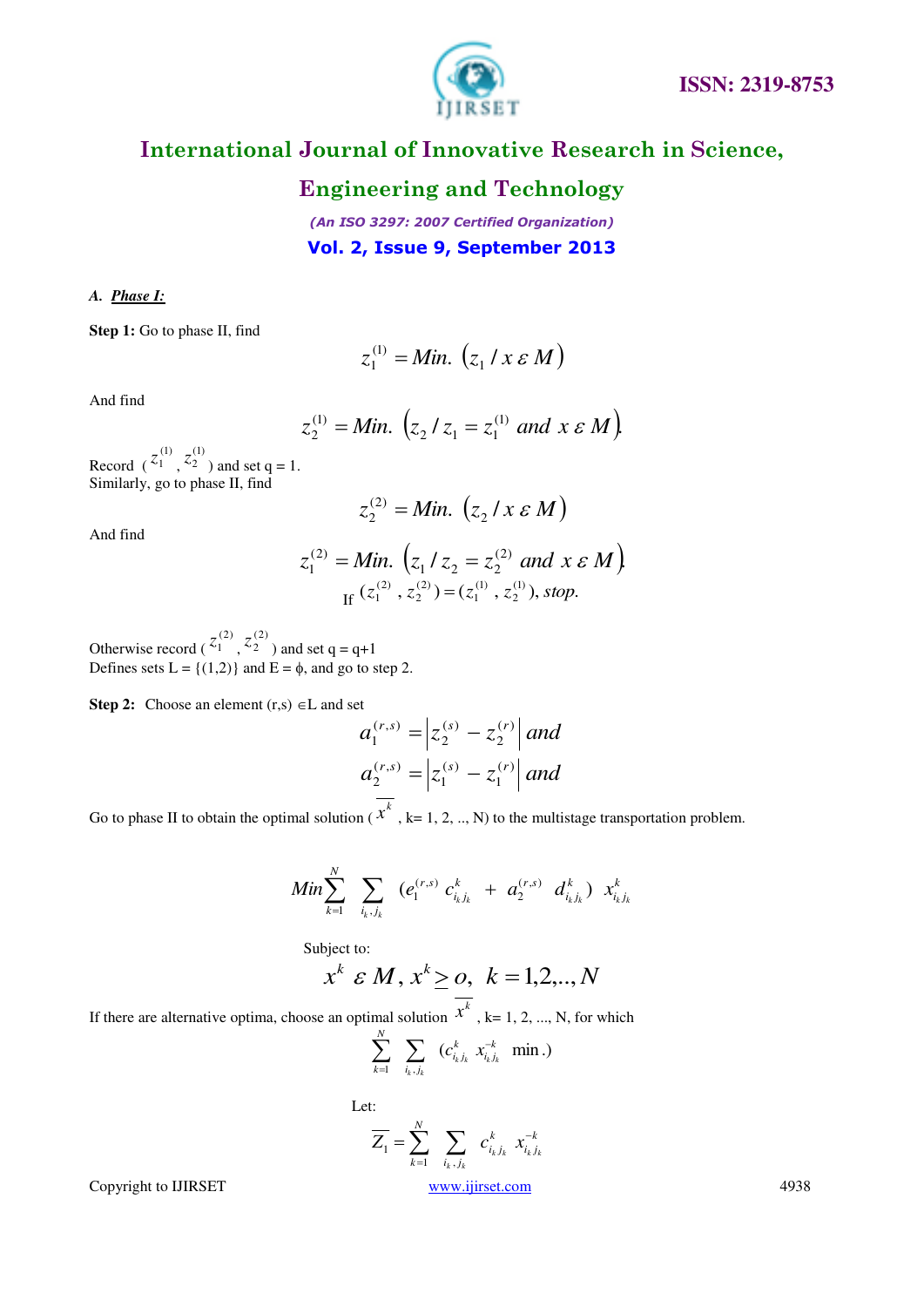### A. ***Phase I:***

**Step 1:** Go to phase II, find

$$z_1^{(1)} = Min.\ \left(z_1 / x\ \varepsilon\ M\right)$$

And find

$$z_2^{(1)} = Min.\ \left(z_2 / z_1 = z_1^{(1)}\ and\ x\ \varepsilon\ M\right)$$

Record ( $z_1^{(1)}$ , $z_2^{(1)}$ ) and set q = 1.
Similarly, go to phase II, find

$$z_2^{(2)} = Min.\ \left(z_2 / x\ \varepsilon\ M\right)$$

And find

$$z_1^{(2)} = Min.\ \left(z_1 / z_2 = z_2^{(2)}\ and\ x\ \varepsilon\ M\right)$$

If $(z_1^{(2)}, z_2^{(2)}) = (z_1^{(1)}, z_2^{(1)})$, *stop.*

Otherwise record ( $z_1^{(2)}$ , $z_2^{(2)}$ ) and set q = q+1
Defines sets L = {(1,2)} and E = ϕ, and go to step 2.

**Step 2:** Choose an element (r,s) ∈L and set

$$a_1^{(r,s)} = \left|z_2^{(s)} - z_2^{(r)}\right|\ and$$

$$a_2^{(r,s)} = \left|z_1^{(s)} - z_1^{(r)}\right|\ and$$

Go to phase II to obtain the optimal solution ( $\overline{x^k}$ , k= 1, 2, .., N) to the multistage transportation problem.

$$Min \sum_{k=1}^{N} \sum_{i_k, j_k} \left(e_1^{(r,s)}\ c_{i_k j_k}^k\ +\ a_2^{(r,s)}\ d_{i_k j_k}^k\right)\ x_{i_k j_k}^k$$

Subject to:

$$x^k\ \varepsilon\ M, x^k \geq o,\ \ k = 1,2,.., N$$

If there are alternative optima, choose an optimal solution $\overline{x^k}$ , k= 1, 2, ..., N, for which

$$\sum_{k=1}^{N} \sum_{i_k, j_k} (c_{i_k j_k}^k\ x_{i_k j_k}^{-k}\ \ \text{min}.)$$

Let:

$$\overline{Z_1} = \sum_{k=1}^{N} \sum_{i_k, j_k} c_{i_k j_k}^k\ x_{i_k j_k}^{-k}$$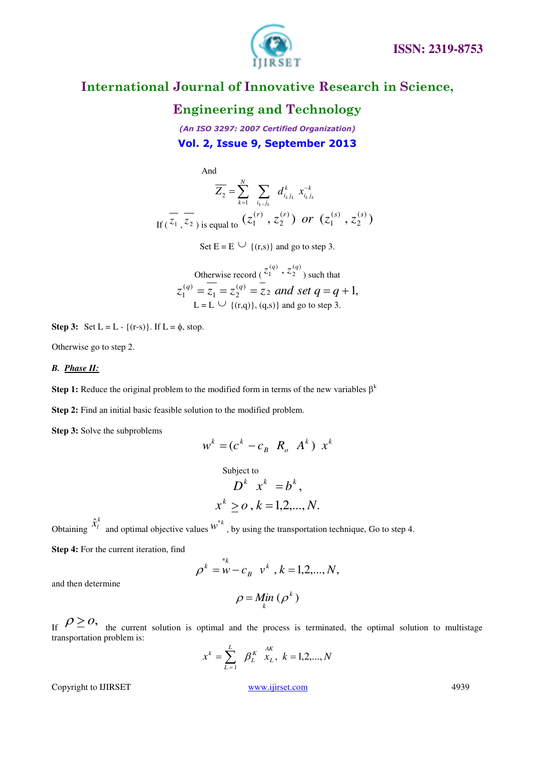And

$$\overline{Z_2} = \sum_{k=1}^{N} \sum_{i_k, j_k} d_{i_k j_k}^{k} \ x_{i_k j_k}^{-k}$$

If ( $\overline{z_1}$ , $\overline{z_2}$ ) is equal to $(z_1^{(r)}, z_2^{(r)}) \ or \ (z_1^{(s)}, z_2^{(s)})$

Set E = E $\cup$ {(r,s)} and go to step 3.

Otherwise record ( $z_1^{(q)}$ , $z_2^{(q)}$ ) such that

$$z_1^{(q)} = \overline{z_1} = z_2^{(q)} = \overline{z}_2 \ and \ set \ q = q+1,$$

L = L $\cup$ {(r,q)}, (q,s)} and go to step 3.

**Step 3:** Set L = L - {(r-s)}. If L = $\phi$, stop.

Otherwise go to step 2.

***B. Phase II:***

**Step 1:** Reduce the original problem to the modified form in terms of the new variables $\beta^k$

**Step 2:** Find an initial basic feasible solution to the modified problem.

**Step 3:** Solve the subproblems

$$w^k = (c^k - c_B \ R_o \ A^k) \ x^k$$

Subject to

$$D^k \ x^k = b^k,$$

$$x^k \geq o, k = 1,2,...,N.$$

Obtaining $\hat{x}_l^k$ and optimal objective values $w^{*k}$, by using the transportation technique, Go to step 4.

**Step 4:** For the current iteration, find

$$\rho^k = \overset{*k}{w} - c_B \ v^k, k = 1,2,...,N,$$

and then determine

$$\rho = \underset{k}{Min} (\rho^k)$$

If $\rho \geq o,$ the current solution is optimal and the process is terminated, the optimal solution to multistage transportation problem is:

$$x^k = \sum_{L=1}^{L} \beta_L^K \ \overset{AK}{x_L}, \ k = 1,2,...,N$$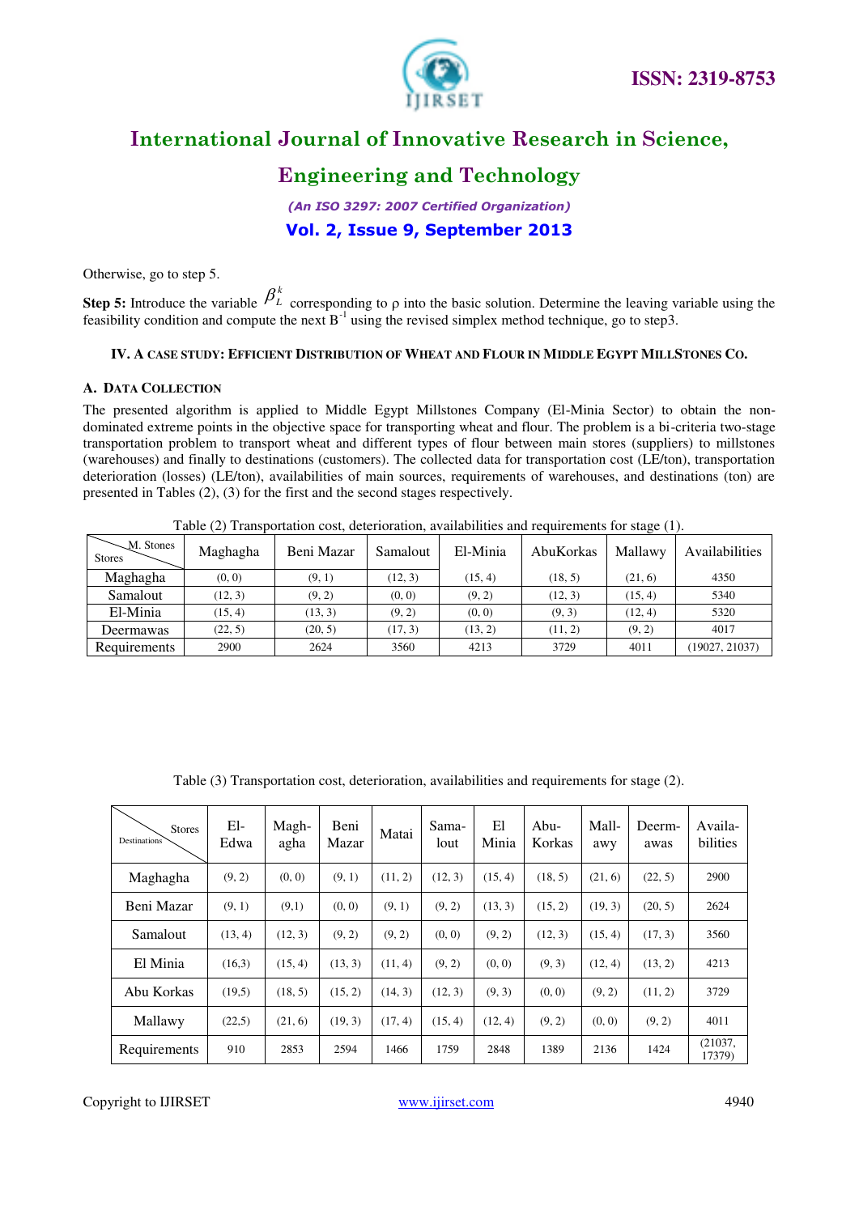Otherwise, go to step 5.

**Step 5:** Introduce the variable $\beta_L^k$ corresponding to ρ into the basic solution. Determine the leaving variable using the feasibility condition and compute the next $B^{-1}$ using the revised simplex method technique, go to step3.

### IV. A CASE STUDY: EFFICIENT DISTRIBUTION OF WHEAT AND FLOUR IN MIDDLE EGYPT MILLSTONES CO.

#### A. DATA COLLECTION

The presented algorithm is applied to Middle Egypt Millstones Company (El-Minia Sector) to obtain the non-dominated extreme points in the objective space for transporting wheat and flour. The problem is a bi-criteria two-stage transportation problem to transport wheat and different types of flour between main stores (suppliers) to millstones (warehouses) and finally to destinations (customers). The collected data for transportation cost (LE/ton), transportation deterioration (losses) (LE/ton), availabilities of main sources, requirements of warehouses, and destinations (ton) are presented in Tables (2), (3) for the first and the second stages respectively.

Table (2) Transportation cost, deterioration, availabilities and requirements for stage (1).

| Stores \ M. Stones | Maghagha | Beni Mazar | Samalout | El-Minia | AbuKorkas | Mallawy | Availabilities |
|---|---|---|---|---|---|---|---|
| Maghagha | (0, 0) | (9, 1) | (12, 3) | (15, 4) | (18, 5) | (21, 6) | 4350 |
| Samalout | (12, 3) | (9, 2) | (0, 0) | (9, 2) | (12, 3) | (15, 4) | 5340 |
| El-Minia | (15, 4) | (13, 3) | (9, 2) | (0, 0) | (9, 3) | (12, 4) | 5320 |
| Deermawas | (22, 5) | (20, 5) | (17, 3) | (13, 2) | (11, 2) | (9, 2) | 4017 |
| Requirements | 2900 | 2624 | 3560 | 4213 | 3729 | 4011 | (19027, 21037) |

Table (3) Transportation cost, deterioration, availabilities and requirements for stage (2).

| Destinations \ Stores | El-Edwa | Magh-agha | Beni Mazar | Matai | Sama-lout | El Minia | Abu-Korkas | Mall-awy | Deerm-awas | Availa-bilities |
|---|---|---|---|---|---|---|---|---|---|---|
| Maghagha | (9, 2) | (0, 0) | (9, 1) | (11, 2) | (12, 3) | (15, 4) | (18, 5) | (21, 6) | (22, 5) | 2900 |
| Beni Mazar | (9, 1) | (9,1) | (0, 0) | (9, 1) | (9, 2) | (13, 3) | (15, 2) | (19, 3) | (20, 5) | 2624 |
| Samalout | (13, 4) | (12, 3) | (9, 2) | (9, 2) | (0, 0) | (9, 2) | (12, 3) | (15, 4) | (17, 3) | 3560 |
| El Minia | (16,3) | (15, 4) | (13, 3) | (11, 4) | (9, 2) | (0, 0) | (9, 3) | (12, 4) | (13, 2) | 4213 |
| Abu Korkas | (19,5) | (18, 5) | (15, 2) | (14, 3) | (12, 3) | (9, 3) | (0, 0) | (9, 2) | (11, 2) | 3729 |
| Mallawy | (22,5) | (21, 6) | (19, 3) | (17, 4) | (15, 4) | (12, 4) | (9, 2) | (0, 0) | (9, 2) | 4011 |
| Requirements | 910 | 2853 | 2594 | 1466 | 1759 | 2848 | 1389 | 2136 | 1424 | (21037, 17379) |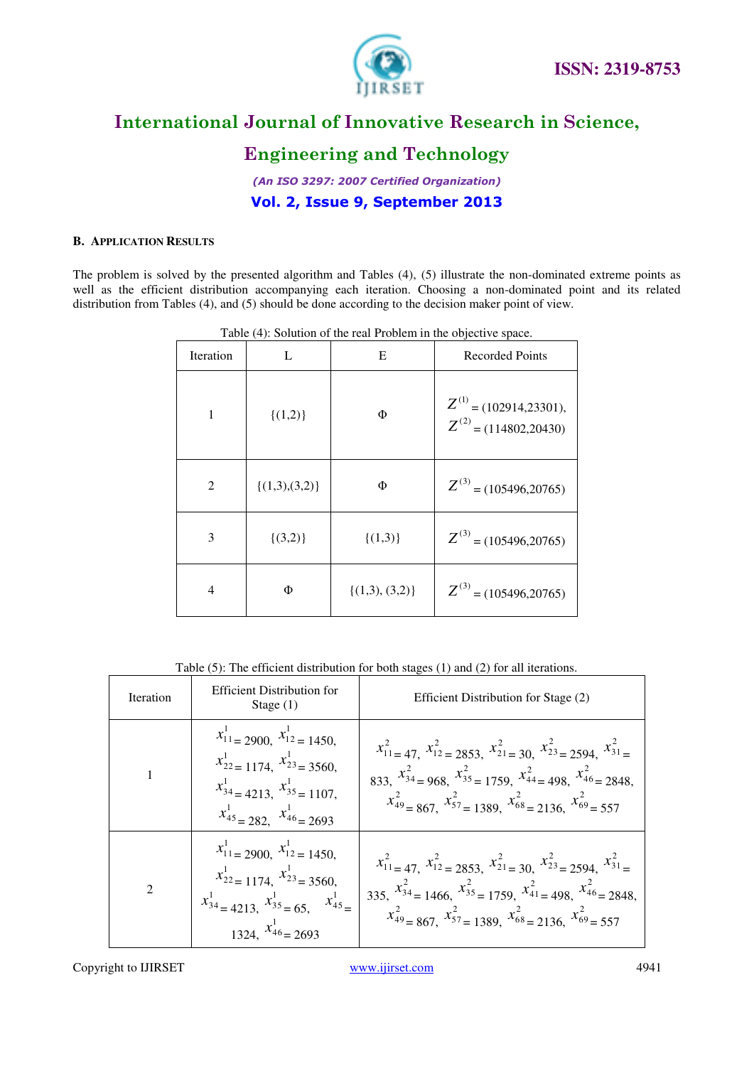### B. Application Results

The problem is solved by the presented algorithm and Tables (4), (5) illustrate the non-dominated extreme points as well as the efficient distribution accompanying each iteration. Choosing a non-dominated point and its related distribution from Tables (4), and (5) should be done according to the decision maker point of view.

Table (4): Solution of the real Problem in the objective space.

| Iteration | L | E | Recorded Points |
|---|---|---|---|
| 1 | {(1,2)} | Φ | $Z^{(1)} = (102914,23301)$, $Z^{(2)} = (114802,20430)$ |
| 2 | {(1,3),(3,2)} | Φ | $Z^{(3)} = (105496,20765)$ |
| 3 | {(3,2)} | {(1,3)} | $Z^{(3)} = (105496,20765)$ |
| 4 | Φ | {(1,3), (3,2)} | $Z^{(3)} = (105496,20765)$ |

Table (5): The efficient distribution for both stages (1) and (2) for all iterations.

| Iteration | Efficient Distribution for Stage (1) | Efficient Distribution for Stage (2) |
|---|---|---|
| 1 | $x^1_{11} = 2900$, $x^1_{12} = 1450$, $x^1_{22} = 1174$, $x^1_{23} = 3560$, $x^1_{34} = 4213$, $x^1_{35} = 1107$, $x^1_{45} = 282$, $x^1_{46} = 2693$ | $x^2_{11} = 47$, $x^2_{12} = 2853$, $x^2_{21} = 30$, $x^2_{23} = 2594$, $x^2_{31} = 833$, $x^2_{34} = 968$, $x^2_{35} = 1759$, $x^2_{44} = 498$, $x^2_{46} = 2848$, $x^2_{49} = 867$, $x^2_{57} = 1389$, $x^2_{68} = 2136$, $x^2_{69} = 557$ |
| 2 | $x^1_{11} = 2900$, $x^1_{12} = 1450$, $x^1_{22} = 1174$, $x^1_{23} = 3560$, $x^1_{34} = 4213$, $x^1_{35} = 65$, $x^1_{45} = 1324$, $x^1_{46} = 2693$ | $x^2_{11} = 47$, $x^2_{12} = 2853$, $x^2_{21} = 30$, $x^2_{23} = 2594$, $x^2_{31} = 335$, $x^2_{34} = 1466$, $x^2_{35} = 1759$, $x^2_{41} = 498$, $x^2_{46} = 2848$, $x^2_{49} = 867$, $x^2_{57} = 1389$, $x^2_{68} = 2136$, $x^2_{69} = 557$ |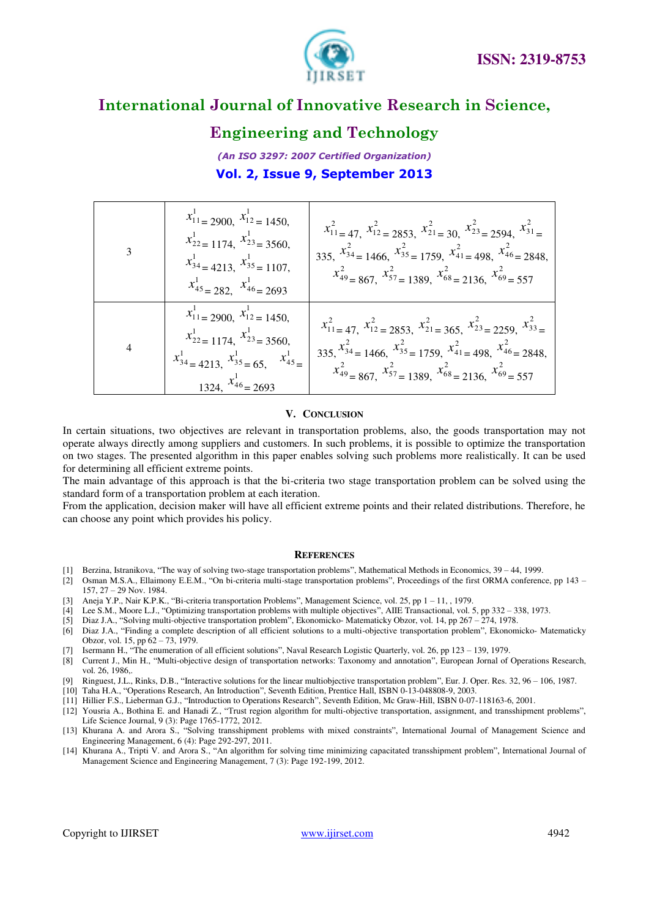| 3 | $x^1_{11} = 2900$, $x^1_{12} = 1450$, $x^1_{22} = 1174$, $x^1_{23} = 3560$, $x^1_{34} = 4213$, $x^1_{35} = 1107$, $x^1_{45} = 282$, $x^1_{46} = 2693$ | $x^2_{11} = 47$, $x^2_{12} = 2853$, $x^2_{21} = 30$, $x^2_{23} = 2594$, $x^2_{31} = 335$, $x^2_{34} = 1466$, $x^2_{35} = 1759$, $x^2_{41} = 498$, $x^2_{46} = 2848$, $x^2_{49} = 867$, $x^2_{57} = 1389$, $x^2_{68} = 2136$, $x^2_{69} = 557$ |
|---|---|---|
| 4 | $x^1_{11} = 2900$, $x^1_{12} = 1450$, $x^1_{22} = 1174$, $x^1_{23} = 3560$, $x^1_{34} = 4213$, $x^1_{35} = 65$, $x^1_{45} = 1324$, $x^1_{46} = 2693$ | $x^2_{11} = 47$, $x^2_{12} = 2853$, $x^2_{21} = 365$, $x^2_{23} = 2259$, $x^2_{33} = 335$, $x^2_{34} = 1466$, $x^2_{35} = 1759$, $x^2_{41} = 498$, $x^2_{46} = 2848$, $x^2_{49} = 867$, $x^2_{57} = 1389$, $x^2_{68} = 2136$, $x^2_{69} = 557$ |

## V. Conclusion

In certain situations, two objectives are relevant in transportation problems, also, the goods transportation may not operate always directly among suppliers and customers. In such problems, it is possible to optimize the transportation on two stages. The presented algorithm in this paper enables solving such problems more realistically. It can be used for determining all efficient extreme points.

The main advantage of this approach is that the bi-criteria two stage transportation problem can be solved using the standard form of a transportation problem at each iteration.

From the application, decision maker will have all efficient extreme points and their related distributions. Therefore, he can choose any point which provides his policy.

## References

[1] Berzina, Istranikova, "The way of solving two-stage transportation problems", Mathematical Methods in Economics, 39 – 44, 1999.

[2] Osman M.S.A., Ellaimony E.E.M., "On bi-criteria multi-stage transportation problems", Proceedings of the first ORMA conference, pp 143 – 157, 27 – 29 Nov. 1984.

[3] Aneja Y.P., Nair K.P.K., "Bi-criteria transportation Problems", Management Science, vol. 25, pp 1 – 11, , 1979.

[4] Lee S.M., Moore L.J., "Optimizing transportation problems with multiple objectives", AIIE Transactional, vol. 5, pp 332 – 338, 1973.

[5] Diaz J.A., "Solving multi-objective transportation problem", Ekonomicko- Matematicky Obzor, vol. 14, pp 267 – 274, 1978.

[6] Diaz J.A., "Finding a complete description of all efficient solutions to a multi-objective transportation problem", Ekonomicko- Matematicky Obzor, vol. 15, pp 62 – 73, 1979.

[7] Isermann H., "The enumeration of all efficient solutions", Naval Research Logistic Quarterly, vol. 26, pp 123 – 139, 1979.

[8] Current J., Min H., "Multi-objective design of transportation networks: Taxonomy and annotation", European Jornal of Operations Research, vol. 26, 1986,.

[9] Ringuest, J.L., Rinks, D.B., "Interactive solutions for the linear multiobjective transportation problem", Eur. J. Oper. Res. 32, 96 – 106, 1987.

[10] Taha H.A., "Operations Research, An Introduction", Seventh Edition, Prentice Hall, ISBN 0-13-048808-9, 2003.

[11] Hillier F.S., Lieberman G.J., "Introduction to Operations Research", Seventh Edition, Mc Graw-Hill, ISBN 0-07-118163-6, 2001.

[12] Yousria A., Bothina E. and Hanadi Z., "Trust region algorithm for multi-objective transportation, assignment, and transshipment problems", Life Science Journal, 9 (3): Page 1765-1772, 2012.

[13] Khurana A. and Arora S., "Solving transshipment problems with mixed constraints", International Journal of Management Science and Engineering Management, 6 (4): Page 292-297, 2011.

[14] Khurana A., Tripti V. and Arora S., "An algorithm for solving time minimizing capacitated transshipment problem", International Journal of Management Science and Engineering Management, 7 (3): Page 192-199, 2012.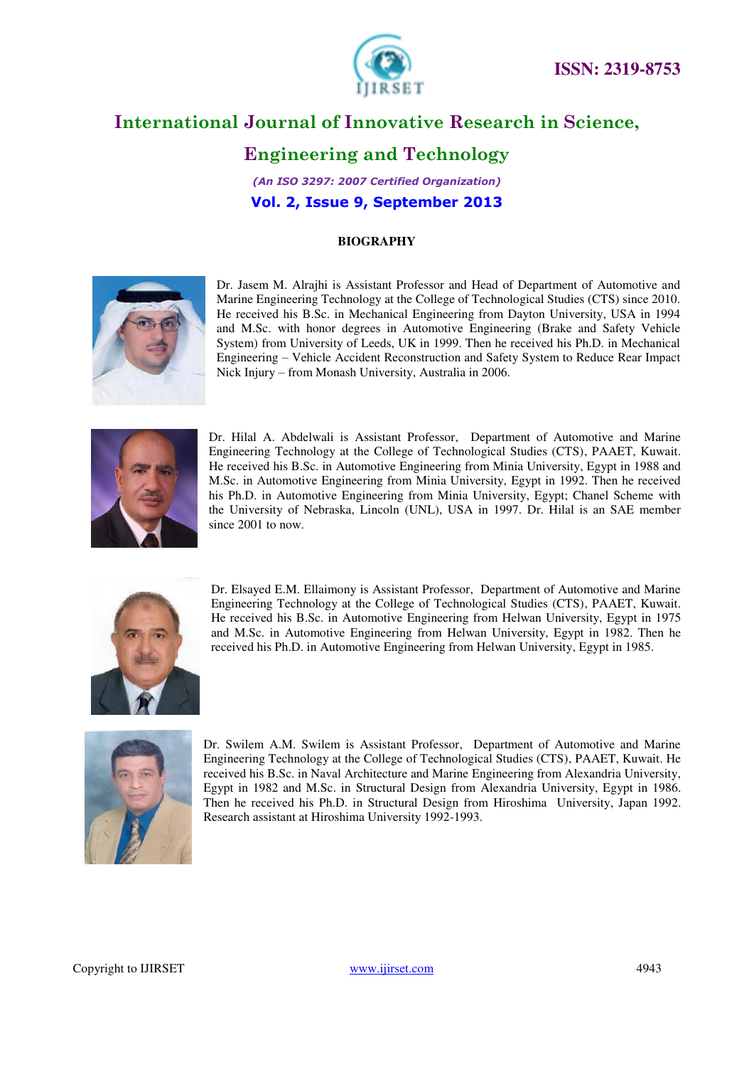**BIOGRAPHY**

Dr. Jasem M. Alrajhi is Assistant Professor and Head of Department of Automotive and Marine Engineering Technology at the College of Technological Studies (CTS) since 2010. He received his B.Sc. in Mechanical Engineering from Dayton University, USA in 1994 and M.Sc. with honor degrees in Automotive Engineering (Brake and Safety Vehicle System) from University of Leeds, UK in 1999. Then he received his Ph.D. in Mechanical Engineering – Vehicle Accident Reconstruction and Safety System to Reduce Rear Impact Nick Injury – from Monash University, Australia in 2006.

Dr. Hilal A. Abdelwali is Assistant Professor, Department of Automotive and Marine Engineering Technology at the College of Technological Studies (CTS), PAAET, Kuwait. He received his B.Sc. in Automotive Engineering from Minia University, Egypt in 1988 and M.Sc. in Automotive Engineering from Minia University, Egypt in 1992. Then he received his Ph.D. in Automotive Engineering from Minia University, Egypt; Chanel Scheme with the University of Nebraska, Lincoln (UNL), USA in 1997. Dr. Hilal is an SAE member since 2001 to now.

Dr. Elsayed E.M. Ellaimony is Assistant Professor, Department of Automotive and Marine Engineering Technology at the College of Technological Studies (CTS), PAAET, Kuwait. He received his B.Sc. in Automotive Engineering from Helwan University, Egypt in 1975 and M.Sc. in Automotive Engineering from Helwan University, Egypt in 1982. Then he received his Ph.D. in Automotive Engineering from Helwan University, Egypt in 1985.

Dr. Swilem A.M. Swilem is Assistant Professor, Department of Automotive and Marine Engineering Technology at the College of Technological Studies (CTS), PAAET, Kuwait. He received his B.Sc. in Naval Architecture and Marine Engineering from Alexandria University, Egypt in 1982 and M.Sc. in Structural Design from Alexandria University, Egypt in 1986. Then he received his Ph.D. in Structural Design from Hiroshima University, Japan 1992. Research assistant at Hiroshima University 1992-1993.